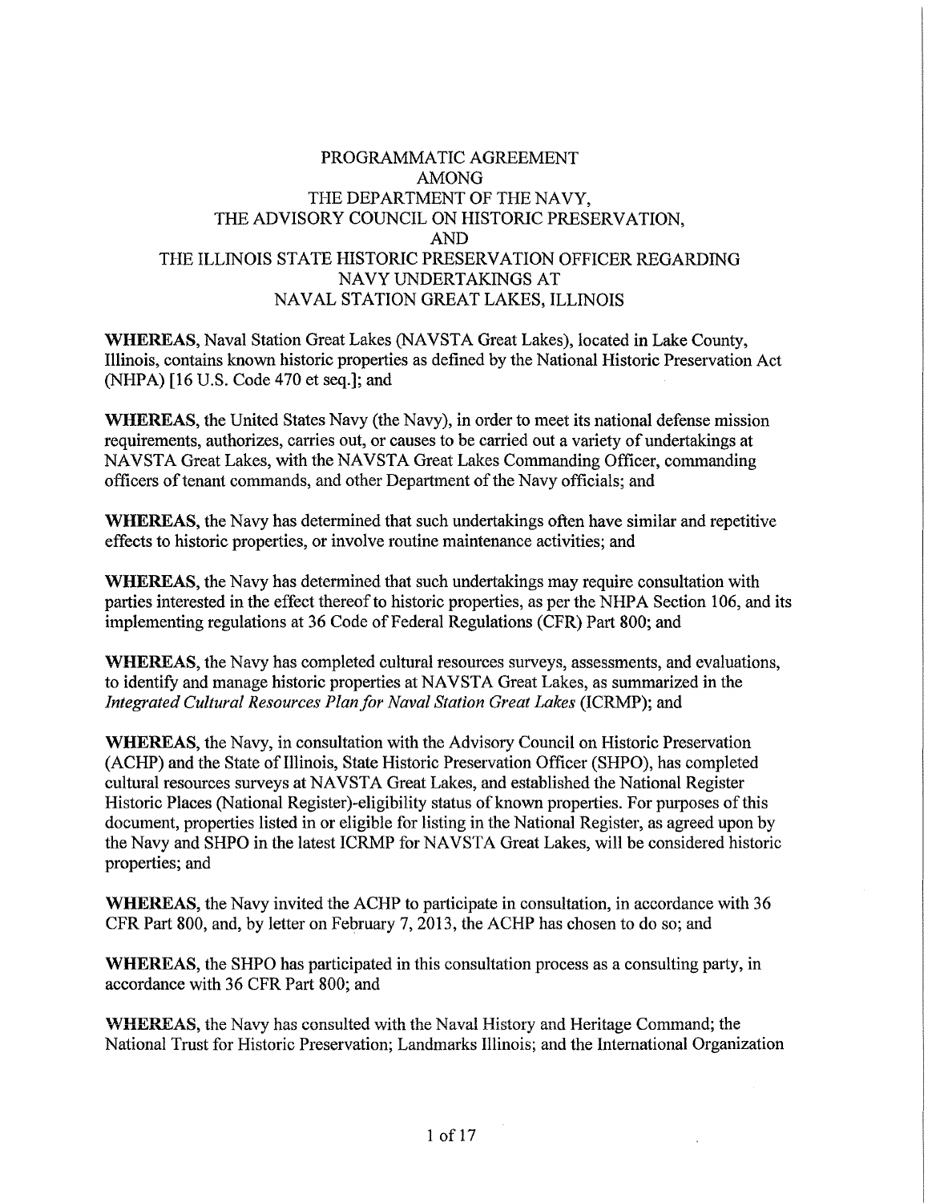# PROGRAMMATIC AGREEMENT AMONG THE DEPARTMENT OF THE NAVY, THE ADVISORY COUNCIL ON HISTORIC PRESERVATION, AND THE ILLINOIS STATE HISTORIC PRESERVATION OFFICER REGARDING NAVY UNDERTAKINGS AT NAVAL STATION GREAT LAKES, ILLINOIS

**WHEREAS,** Naval Station Great Lakes (NAVSTA Great Lakes), located in Lake County, Illinois, contains known historic properties as defined by the National Historic Preservation Act (NHPA) [16 U.S. Code 470 et seq.]; and

**WHEREAS,** the United States Navy (the Navy), in order to meet its national defense mission requirements, authorizes, carries out, or causes to be carried out a variety of undertakings at NAVSTA Great Lakes, with the NAVSTA Great Lakes Commanding Officer, commanding officers of tenant commands, and other Department of the Navy officials; and

**WHEREAS,** the Navy has determined that such undertakings often have similar and repetitive effects to historic properties, or involve routine maintenance activities; and

**WHEREAS,** the Navy has determined that such undertakings may require consultation with parties interested in the effect thereof to historic properties, as per the NHPA Section 106, and its implementing regulations at 36 Code of Federal Regulations (CFR) Part 800; and

**WHEREAS,** the Navy has completed cultural resources surveys, assessments, and evaluations, to identify and manage historic properties at NAVSTA Great Lakes, as summarized in the *Integrated Cultural Resources Plan for Naval Station Great Lakes* (ICRMP); and

**WHEREAS,** the Navy, in consultation with the Advisory Council on Historic Preservation (ACHP) and the State of Illinois, State Historic Preservation Officer (SHPO), has completed cultural resources surveys at NAVSTA Great Lakes, and established the National Register Historic Places (National Register)-eligibility status of known properties. For purposes of this document, properties listed in or eligible for listing in the National Register, as agreed upon by the Navy and SHPO in the latest ICRMP for NAVSTA Great Lakes, will be considered historic properties; and

**WHEREAS,** the Navy invited the ACHP to participate in consultation, in accordance with 36 CFR Part 800, and, by letter on February 7, 2013, the ACHP has chosen to do so; and

**WHEREAS,** the SHPO has participated in this consultation process as a consulting party, in accordance with 36 CFR Part 800; and

**WHEREAS,** the Navy has consulted with the Naval History and Heritage Command; the National Trust for Historic Preservation; Landmarks Illinois; and the International Organization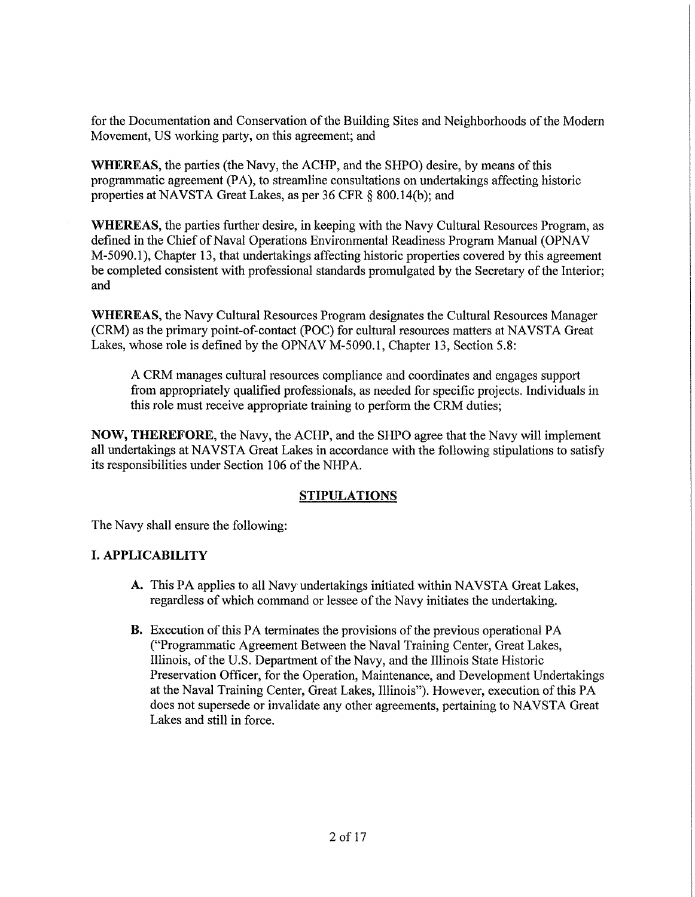for the Documentation and Conservation of the Building Sites and Neighborhoods of the Modern Movement, US working party, on this agreement; and

**WHEREAS**, the parties (the Navy, the ACHP, and the SHPO) desire, by means of this programmatic agreement (PA), to streamline consultations on undertakings affecting historic properties at NAVSTA Great Lakes, as per 36 CFR § 800.14(b); and

**WHEREAS**, the parties further desire, in keeping with the Navy Cultural Resources Program, as defined in the Chief of Naval Operations Environmental Readiness Program Manual (OPNAV M-5090.1), Chapter 13, that undertakings affecting historic properties covered by this agreement be completed consistent with professional standards promulgated by the Secretary of the Interior; and

**WHEREAS**, the Navy Cultural Resources Program designates the Cultural Resources Manager (CRM) as the primary point-of-contact (POC) for cultural resources matters at NAVSTA Great Lakes, whose role is defined by the OPNAV M-5090.1, Chapter 13, Section 5.8:

> A CRM manages cultural resources compliance and coordinates and engages support from appropriately qualified professionals, as needed for specific projects. Individuals in this role must receive appropriate training to perform the CRM duties;

**NOW, THEREFORE**, the Navy, the ACHP, and the SHPO agree that the Navy will implement all undertakings at NAVSTA Great Lakes in accordance with the following stipulations to satisfy its responsibilities under Section 106 of the NHPA.

## STIPULATIONS

The Navy shall ensure the following:

### I. APPLICABILITY

- **A.** This PA applies to all Navy undertakings initiated within NAVSTA Great Lakes, regardless of which command or lessee of the Navy initiates the undertaking.

- **B.** Execution of this PA terminates the provisions of the previous operational PA ("Programmatic Agreement Between the Naval Training Center, Great Lakes, Illinois, of the U.S. Department of the Navy, and the Illinois State Historic Preservation Officer, for the Operation, Maintenance, and Development Undertakings at the Naval Training Center, Great Lakes, Illinois"). However, execution of this PA does not supersede or invalidate any other agreements, pertaining to NAVSTA Great Lakes and still in force.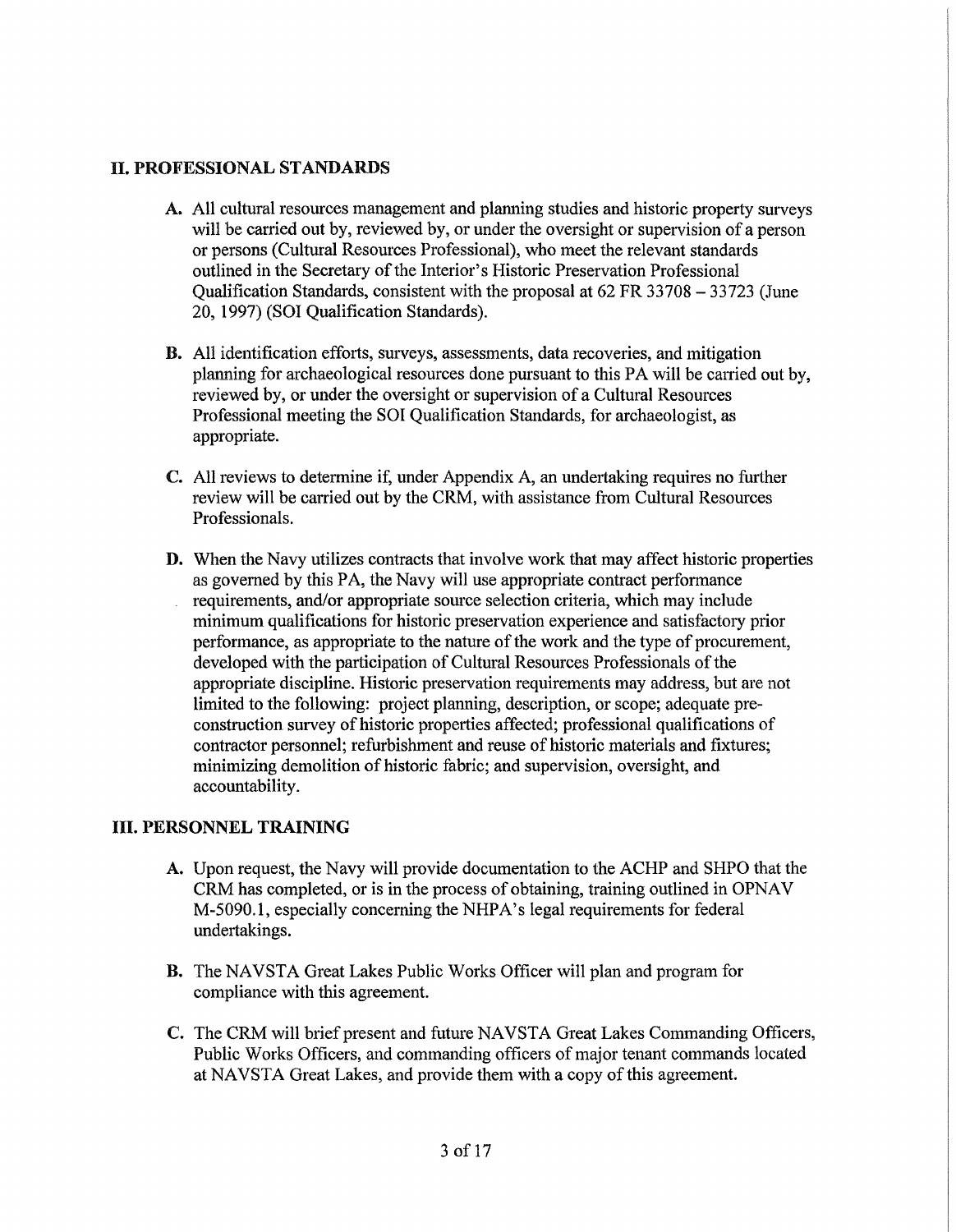## II. PROFESSIONAL STANDARDS

**A.** All cultural resources management and planning studies and historic property surveys will be carried out by, reviewed by, or under the oversight or supervision of a person or persons (Cultural Resources Professional), who meet the relevant standards outlined in the Secretary of the Interior's Historic Preservation Professional Qualification Standards, consistent with the proposal at 62 FR 33708 – 33723 (June 20, 1997) (SOI Qualification Standards).

**B.** All identification efforts, surveys, assessments, data recoveries, and mitigation planning for archaeological resources done pursuant to this PA will be carried out by, reviewed by, or under the oversight or supervision of a Cultural Resources Professional meeting the SOI Qualification Standards, for archaeologist, as appropriate.

**C.** All reviews to determine if, under Appendix A, an undertaking requires no further review will be carried out by the CRM, with assistance from Cultural Resources Professionals.

**D.** When the Navy utilizes contracts that involve work that may affect historic properties as governed by this PA, the Navy will use appropriate contract performance requirements, and/or appropriate source selection criteria, which may include minimum qualifications for historic preservation experience and satisfactory prior performance, as appropriate to the nature of the work and the type of procurement, developed with the participation of Cultural Resources Professionals of the appropriate discipline. Historic preservation requirements may address, but are not limited to the following: project planning, description, or scope; adequate pre-construction survey of historic properties affected; professional qualifications of contractor personnel; refurbishment and reuse of historic materials and fixtures; minimizing demolition of historic fabric; and supervision, oversight, and accountability.

## III. PERSONNEL TRAINING

**A.** Upon request, the Navy will provide documentation to the ACHP and SHPO that the CRM has completed, or is in the process of obtaining, training outlined in OPNAV M-5090.1, especially concerning the NHPA's legal requirements for federal undertakings.

**B.** The NAVSTA Great Lakes Public Works Officer will plan and program for compliance with this agreement.

**C.** The CRM will brief present and future NAVSTA Great Lakes Commanding Officers, Public Works Officers, and commanding officers of major tenant commands located at NAVSTA Great Lakes, and provide them with a copy of this agreement.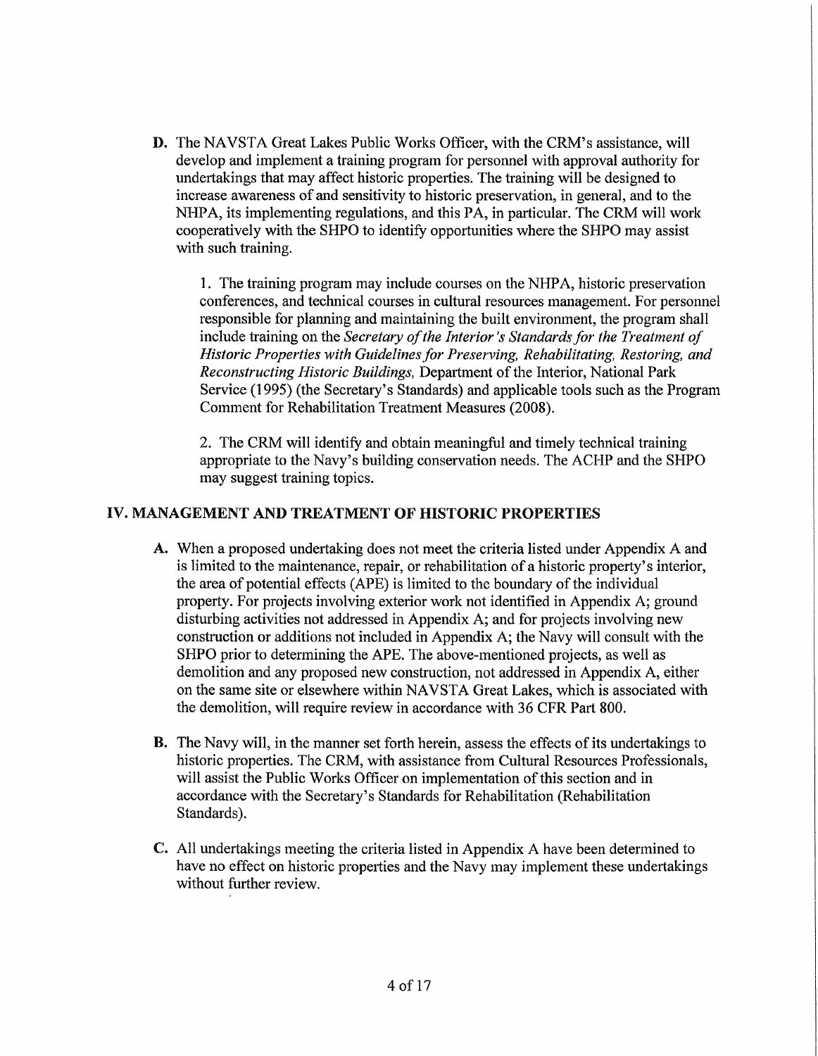**D.** The NAVSTA Great Lakes Public Works Officer, with the CRM's assistance, will develop and implement a training program for personnel with approval authority for undertakings that may affect historic properties. The training will be designed to increase awareness of and sensitivity to historic preservation, in general, and to the NHPA, its implementing regulations, and this PA, in particular. The CRM will work cooperatively with the SHPO to identify opportunities where the SHPO may assist with such training.

1. The training program may include courses on the NHPA, historic preservation conferences, and technical courses in cultural resources management. For personnel responsible for planning and maintaining the built environment, the program shall include training on the *Secretary of the Interior's Standards for the Treatment of Historic Properties with Guidelines for Preserving, Rehabilitating, Restoring, and Reconstructing Historic Buildings,* Department of the Interior, National Park Service (1995) (the Secretary's Standards) and applicable tools such as the Program Comment for Rehabilitation Treatment Measures (2008).

2. The CRM will identify and obtain meaningful and timely technical training appropriate to the Navy's building conservation needs. The ACHP and the SHPO may suggest training topics.

## IV. MANAGEMENT AND TREATMENT OF HISTORIC PROPERTIES

**A.** When a proposed undertaking does not meet the criteria listed under Appendix A and is limited to the maintenance, repair, or rehabilitation of a historic property's interior, the area of potential effects (APE) is limited to the boundary of the individual property. For projects involving exterior work not identified in Appendix A; ground disturbing activities not addressed in Appendix A; and for projects involving new construction or additions not included in Appendix A; the Navy will consult with the SHPO prior to determining the APE. The above-mentioned projects, as well as demolition and any proposed new construction, not addressed in Appendix A, either on the same site or elsewhere within NAVSTA Great Lakes, which is associated with the demolition, will require review in accordance with 36 CFR Part 800.

**B.** The Navy will, in the manner set forth herein, assess the effects of its undertakings to historic properties. The CRM, with assistance from Cultural Resources Professionals, will assist the Public Works Officer on implementation of this section and in accordance with the Secretary's Standards for Rehabilitation (Rehabilitation Standards).

**C.** All undertakings meeting the criteria listed in Appendix A have been determined to have no effect on historic properties and the Navy may implement these undertakings without further review.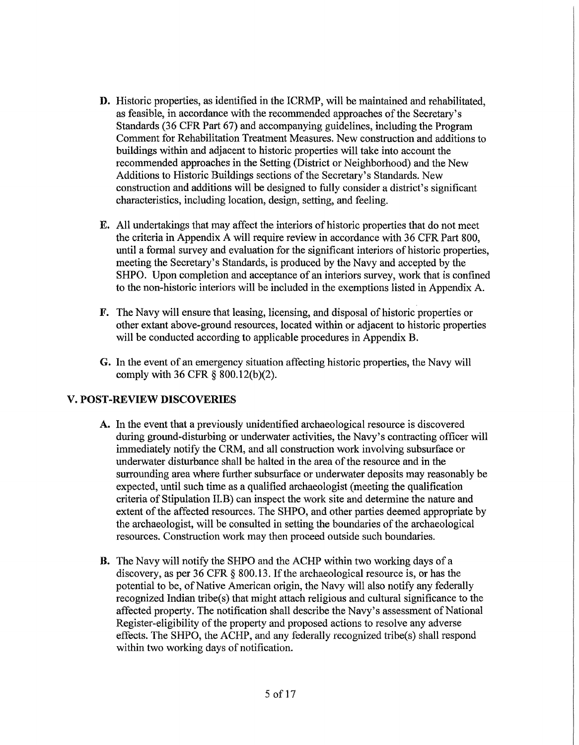**D.** Historic properties, as identified in the ICRMP, will be maintained and rehabilitated, as feasible, in accordance with the recommended approaches of the Secretary's Standards (36 CFR Part 67) and accompanying guidelines, including the Program Comment for Rehabilitation Treatment Measures. New construction and additions to buildings within and adjacent to historic properties will take into account the recommended approaches in the Setting (District or Neighborhood) and the New Additions to Historic Buildings sections of the Secretary's Standards. New construction and additions will be designed to fully consider a district's significant characteristics, including location, design, setting, and feeling.

**E.** All undertakings that may affect the interiors of historic properties that do not meet the criteria in Appendix A will require review in accordance with 36 CFR Part 800, until a formal survey and evaluation for the significant interiors of historic properties, meeting the Secretary's Standards, is produced by the Navy and accepted by the SHPO. Upon completion and acceptance of an interiors survey, work that is confined to the non-historic interiors will be included in the exemptions listed in Appendix A.

**F.** The Navy will ensure that leasing, licensing, and disposal of historic properties or other extant above-ground resources, located within or adjacent to historic properties will be conducted according to applicable procedures in Appendix B.

**G.** In the event of an emergency situation affecting historic properties, the Navy will comply with 36 CFR § 800.12(b)(2).

## V. POST-REVIEW DISCOVERIES

**A.** In the event that a previously unidentified archaeological resource is discovered during ground-disturbing or underwater activities, the Navy's contracting officer will immediately notify the CRM, and all construction work involving subsurface or underwater disturbance shall be halted in the area of the resource and in the surrounding area where further subsurface or underwater deposits may reasonably be expected, until such time as a qualified archaeologist (meeting the qualification criteria of Stipulation II.B) can inspect the work site and determine the nature and extent of the affected resources. The SHPO, and other parties deemed appropriate by the archaeologist, will be consulted in setting the boundaries of the archaeological resources. Construction work may then proceed outside such boundaries.

**B.** The Navy will notify the SHPO and the ACHP within two working days of a discovery, as per 36 CFR § 800.13. If the archaeological resource is, or has the potential to be, of Native American origin, the Navy will also notify any federally recognized Indian tribe(s) that might attach religious and cultural significance to the affected property. The notification shall describe the Navy's assessment of National Register-eligibility of the property and proposed actions to resolve any adverse effects. The SHPO, the ACHP, and any federally recognized tribe(s) shall respond within two working days of notification.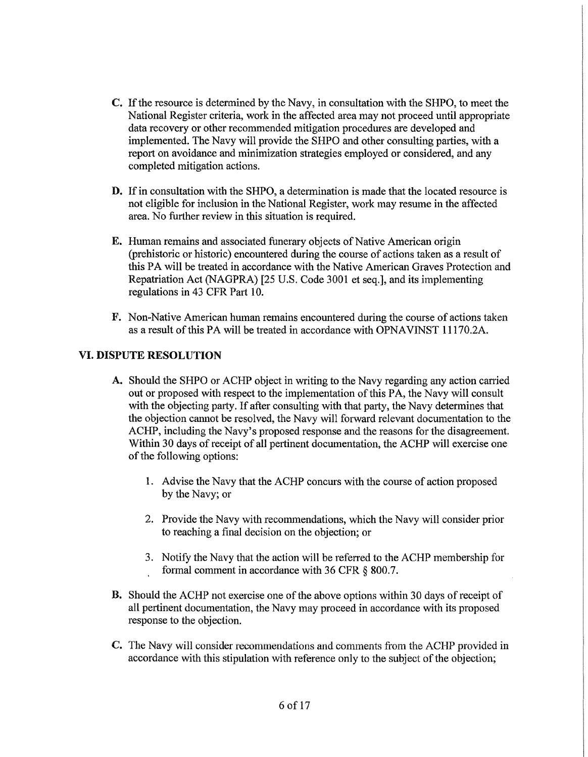**C.** If the resource is determined by the Navy, in consultation with the SHPO, to meet the National Register criteria, work in the affected area may not proceed until appropriate data recovery or other recommended mitigation procedures are developed and implemented. The Navy will provide the SHPO and other consulting parties, with a report on avoidance and minimization strategies employed or considered, and any completed mitigation actions.

**D.** If in consultation with the SHPO, a determination is made that the located resource is not eligible for inclusion in the National Register, work may resume in the affected area. No further review in this situation is required.

**E.** Human remains and associated funerary objects of Native American origin (prehistoric or historic) encountered during the course of actions taken as a result of this PA will be treated in accordance with the Native American Graves Protection and Repatriation Act (NAGPRA) [25 U.S. Code 3001 et seq.], and its implementing regulations in 43 CFR Part 10.

**F.** Non-Native American human remains encountered during the course of actions taken as a result of this PA will be treated in accordance with OPNAVINST 11170.2A.

## VI. DISPUTE RESOLUTION

**A.** Should the SHPO or ACHP object in writing to the Navy regarding any action carried out or proposed with respect to the implementation of this PA, the Navy will consult with the objecting party. If after consulting with that party, the Navy determines that the objection cannot be resolved, the Navy will forward relevant documentation to the ACHP, including the Navy's proposed response and the reasons for the disagreement. Within 30 days of receipt of all pertinent documentation, the ACHP will exercise one of the following options:

1. Advise the Navy that the ACHP concurs with the course of action proposed by the Navy; or

2. Provide the Navy with recommendations, which the Navy will consider prior to reaching a final decision on the objection; or

3. Notify the Navy that the action will be referred to the ACHP membership for formal comment in accordance with 36 CFR § 800.7.

**B.** Should the ACHP not exercise one of the above options within 30 days of receipt of all pertinent documentation, the Navy may proceed in accordance with its proposed response to the objection.

**C.** The Navy will consider recommendations and comments from the ACHP provided in accordance with this stipulation with reference only to the subject of the objection;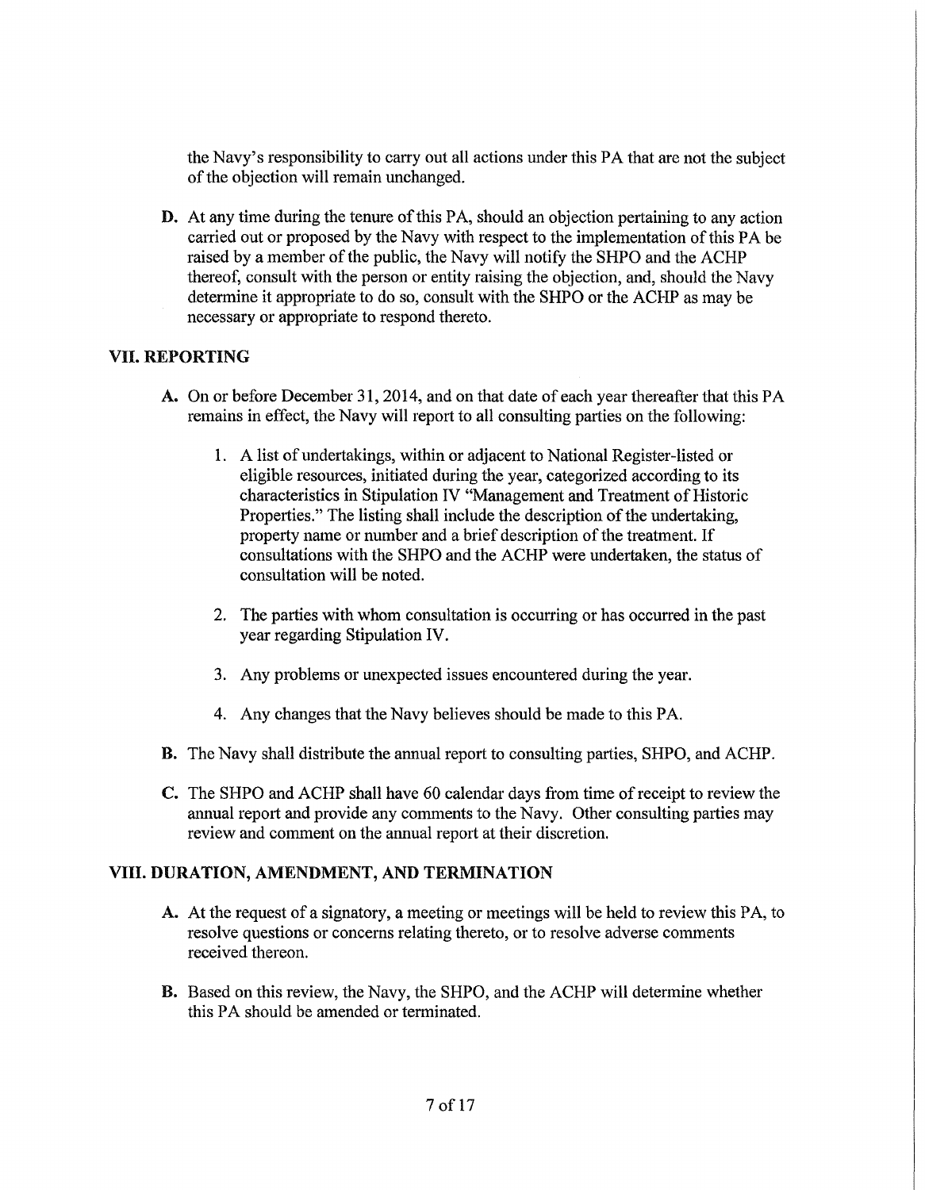the Navy's responsibility to carry out all actions under this PA that are not the subject of the objection will remain unchanged.

**D.** At any time during the tenure of this PA, should an objection pertaining to any action carried out or proposed by the Navy with respect to the implementation of this PA be raised by a member of the public, the Navy will notify the SHPO and the ACHP thereof, consult with the person or entity raising the objection, and, should the Navy determine it appropriate to do so, consult with the SHPO or the ACHP as may be necessary or appropriate to respond thereto.

## VII. REPORTING

**A.** On or before December 31, 2014, and on that date of each year thereafter that this PA remains in effect, the Navy will report to all consulting parties on the following:

1. A list of undertakings, within or adjacent to National Register-listed or eligible resources, initiated during the year, categorized according to its characteristics in Stipulation IV "Management and Treatment of Historic Properties." The listing shall include the description of the undertaking, property name or number and a brief description of the treatment. If consultations with the SHPO and the ACHP were undertaken, the status of consultation will be noted.

2. The parties with whom consultation is occurring or has occurred in the past year regarding Stipulation IV.

3. Any problems or unexpected issues encountered during the year.

4. Any changes that the Navy believes should be made to this PA.

**B.** The Navy shall distribute the annual report to consulting parties, SHPO, and ACHP.

**C.** The SHPO and ACHP shall have 60 calendar days from time of receipt to review the annual report and provide any comments to the Navy. Other consulting parties may review and comment on the annual report at their discretion.

## VIII. DURATION, AMENDMENT, AND TERMINATION

**A.** At the request of a signatory, a meeting or meetings will be held to review this PA, to resolve questions or concerns relating thereto, or to resolve adverse comments received thereon.

**B.** Based on this review, the Navy, the SHPO, and the ACHP will determine whether this PA should be amended or terminated.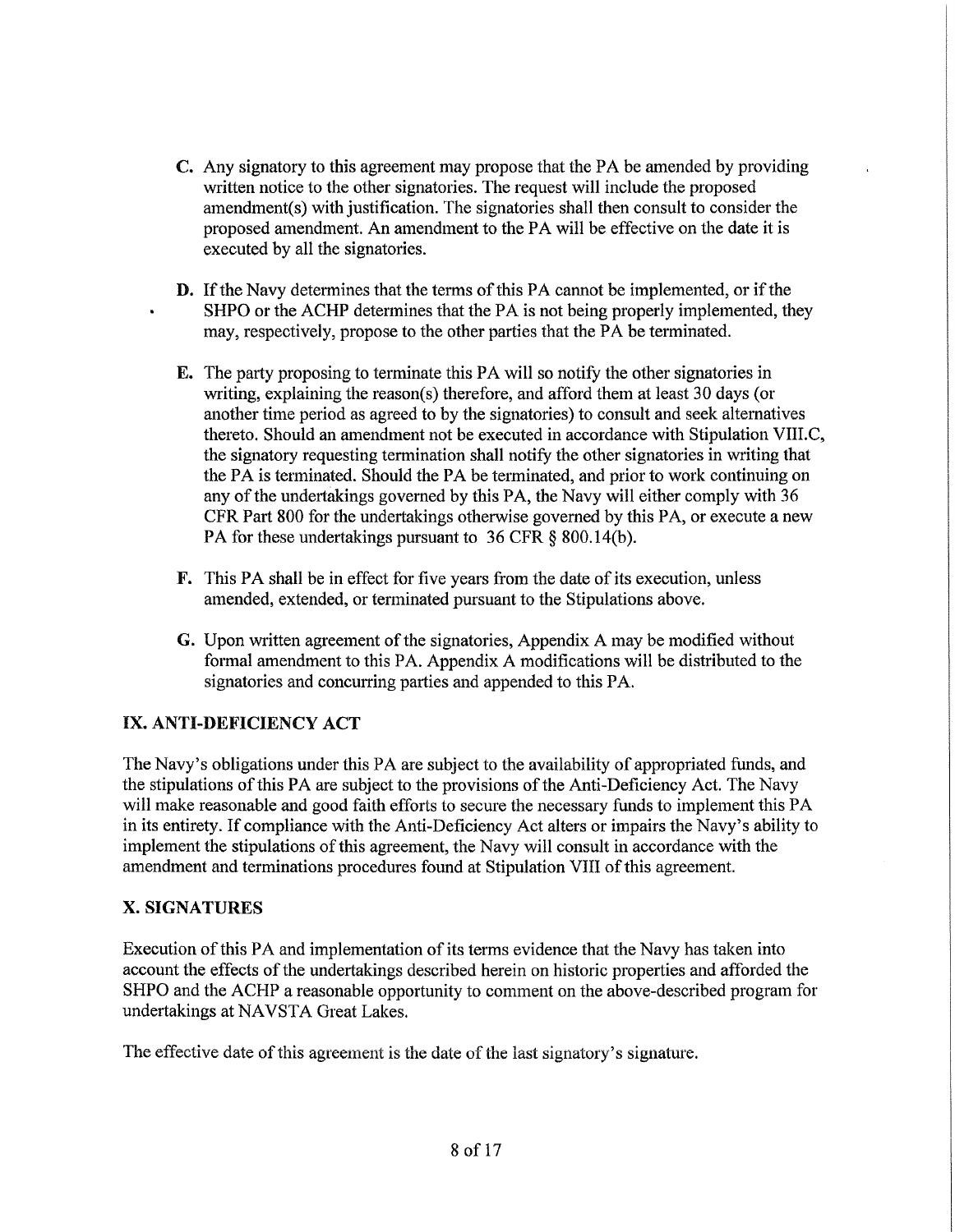**C.** Any signatory to this agreement may propose that the PA be amended by providing written notice to the other signatories. The request will include the proposed amendment(s) with justification. The signatories shall then consult to consider the proposed amendment. An amendment to the PA will be effective on the date it is executed by all the signatories.

**D.** If the Navy determines that the terms of this PA cannot be implemented, or if the SHPO or the ACHP determines that the PA is not being properly implemented, they may, respectively, propose to the other parties that the PA be terminated.

**E.** The party proposing to terminate this PA will so notify the other signatories in writing, explaining the reason(s) therefore, and afford them at least 30 days (or another time period as agreed to by the signatories) to consult and seek alternatives thereto. Should an amendment not be executed in accordance with Stipulation VIII.C, the signatory requesting termination shall notify the other signatories in writing that the PA is terminated. Should the PA be terminated, and prior to work continuing on any of the undertakings governed by this PA, the Navy will either comply with 36 CFR Part 800 for the undertakings otherwise governed by this PA, or execute a new PA for these undertakings pursuant to 36 CFR § 800.14(b).

**F.** This PA shall be in effect for five years from the date of its execution, unless amended, extended, or terminated pursuant to the Stipulations above.

**G.** Upon written agreement of the signatories, Appendix A may be modified without formal amendment to this PA. Appendix A modifications will be distributed to the signatories and concurring parties and appended to this PA.

## IX. ANTI-DEFICIENCY ACT

The Navy's obligations under this PA are subject to the availability of appropriated funds, and the stipulations of this PA are subject to the provisions of the Anti-Deficiency Act. The Navy will make reasonable and good faith efforts to secure the necessary funds to implement this PA in its entirety. If compliance with the Anti-Deficiency Act alters or impairs the Navy's ability to implement the stipulations of this agreement, the Navy will consult in accordance with the amendment and terminations procedures found at Stipulation VIII of this agreement.

## X. SIGNATURES

Execution of this PA and implementation of its terms evidence that the Navy has taken into account the effects of the undertakings described herein on historic properties and afforded the SHPO and the ACHP a reasonable opportunity to comment on the above-described program for undertakings at NAVSTA Great Lakes.

The effective date of this agreement is the date of the last signatory's signature.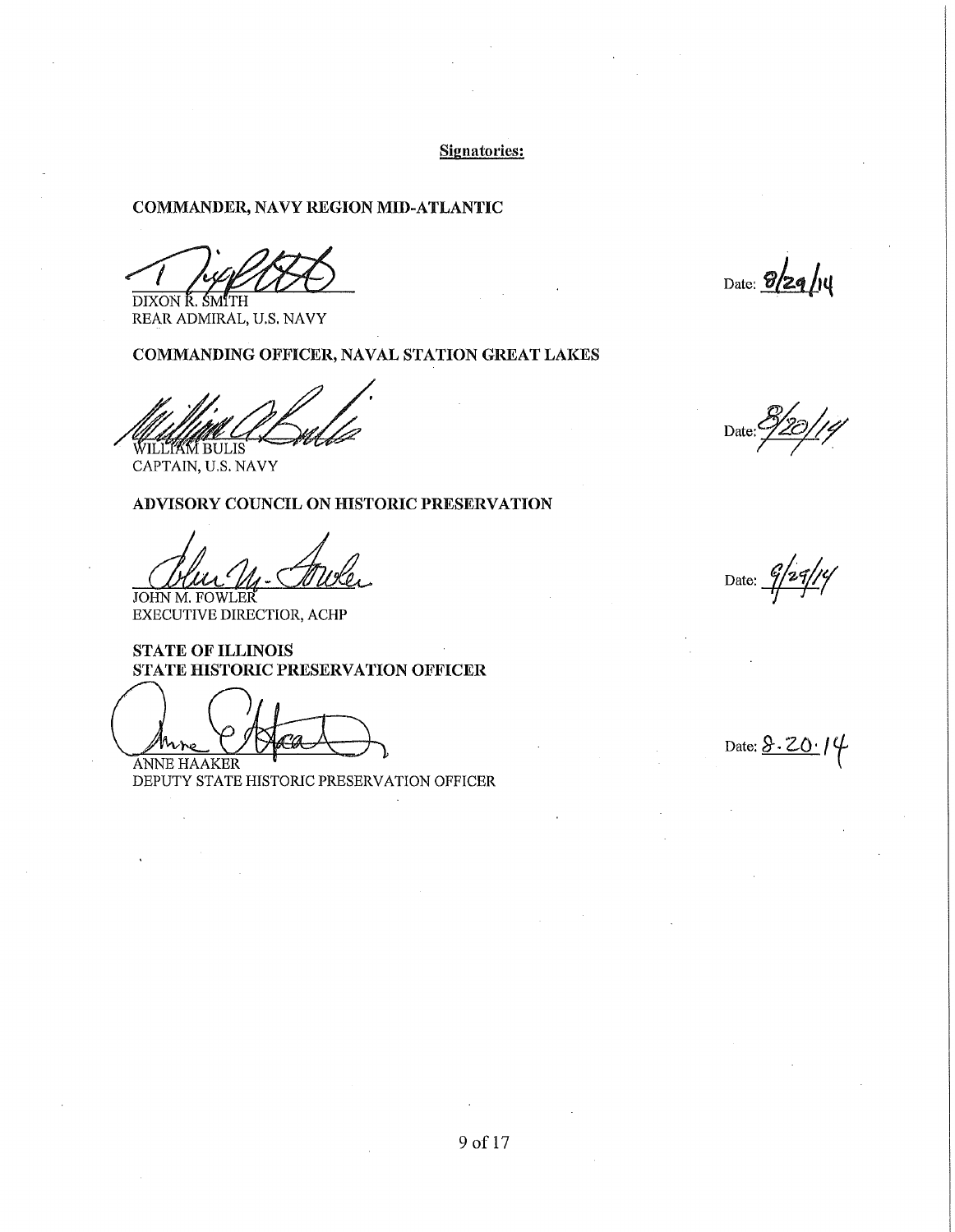**Signatories:**

**COMMANDER, NAVY REGION MID-ATLANTIC**

DIXON R. SMITH  
REAR ADMIRAL, U.S. NAVY

Date: 8/29/14

**COMMANDING OFFICER, NAVAL STATION GREAT LAKES**

WILLIAM BULIS  
CAPTAIN, U.S. NAVY

Date: 8/20/14

**ADVISORY COUNCIL ON HISTORIC PRESERVATION**

JOHN M. FOWLER  
EXECUTIVE DIRECTIOR, ACHP

Date: 9/29/14

**STATE OF ILLINOIS**  
**STATE HISTORIC PRESERVATION OFFICER**

ANNE HAAKER  
DEPUTY STATE HISTORIC PRESERVATION OFFICER

Date: 8.20.14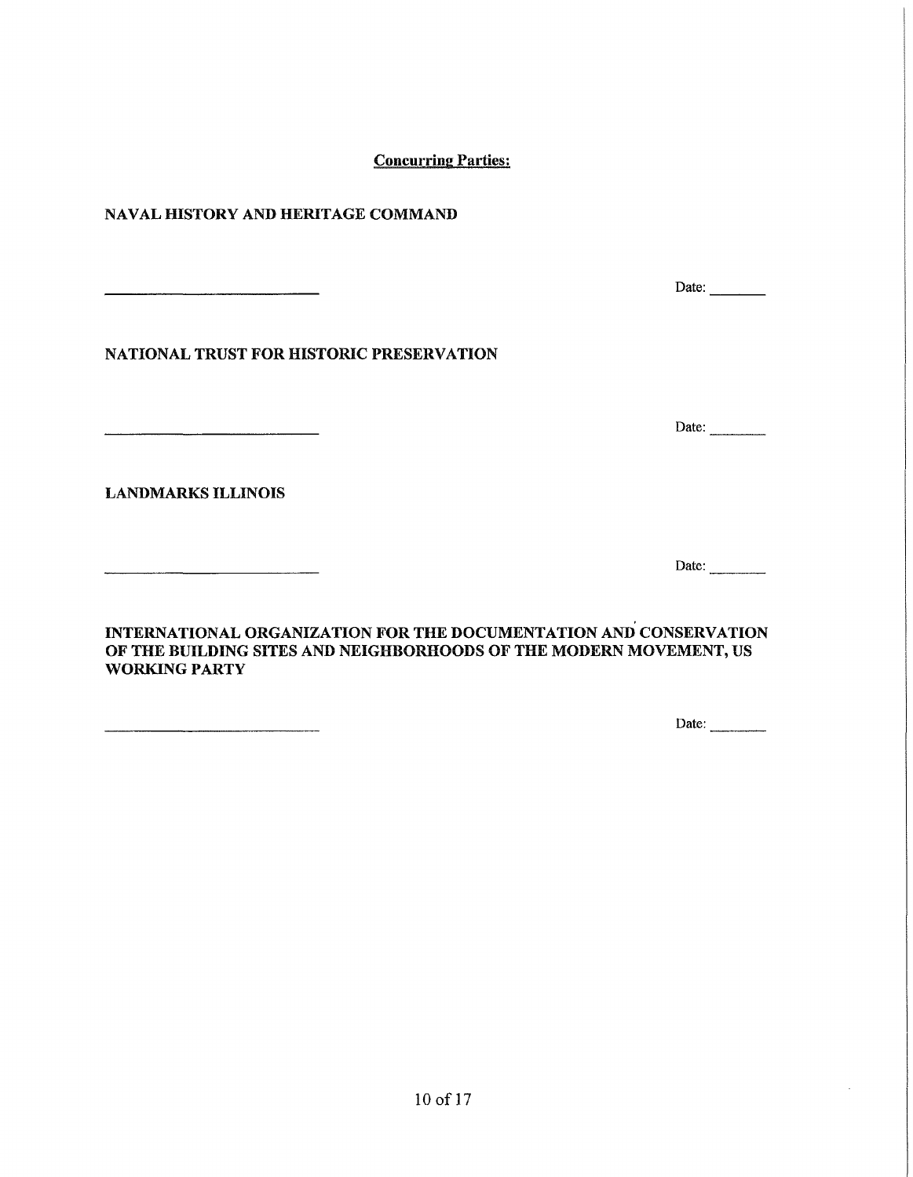**Concurring Parties:**

**NAVAL HISTORY AND HERITAGE COMMAND**

\_\_\_\_\_\_\_\_\_\_\_\_\_\_\_\_\_\_\_\_\_\_\_\_\_\_\_\_ Date: \_\_\_\_\_\_\_

**NATIONAL TRUST FOR HISTORIC PRESERVATION**

\_\_\_\_\_\_\_\_\_\_\_\_\_\_\_\_\_\_\_\_\_\_\_\_\_\_\_\_ Date: \_\_\_\_\_\_\_

**LANDMARKS ILLINOIS**

\_\_\_\_\_\_\_\_\_\_\_\_\_\_\_\_\_\_\_\_\_\_\_\_\_\_\_\_ Date: \_\_\_\_\_\_\_

**INTERNATIONAL ORGANIZATION FOR THE DOCUMENTATION AND CONSERVATION OF THE BUILDING SITES AND NEIGHBORHOODS OF THE MODERN MOVEMENT, US WORKING PARTY**

\_\_\_\_\_\_\_\_\_\_\_\_\_\_\_\_\_\_\_\_\_\_\_\_\_\_\_\_ Date: \_\_\_\_\_\_\_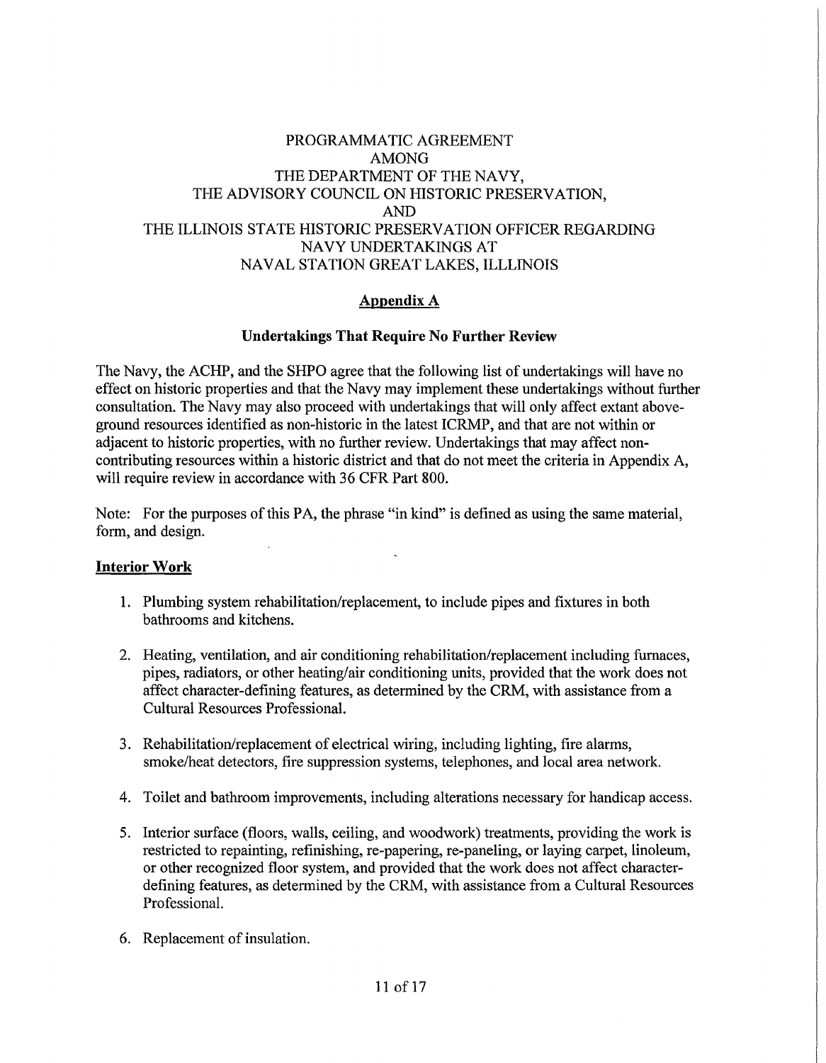PROGRAMMATIC AGREEMENT
AMONG
THE DEPARTMENT OF THE NAVY,
THE ADVISORY COUNCIL ON HISTORIC PRESERVATION,
AND
THE ILLINOIS STATE HISTORIC PRESERVATION OFFICER REGARDING
NAVY UNDERTAKINGS AT
NAVAL STATION GREAT LAKES, ILLLINOIS

## Appendix A

### Undertakings That Require No Further Review

The Navy, the ACHP, and the SHPO agree that the following list of undertakings will have no effect on historic properties and that the Navy may implement these undertakings without further consultation. The Navy may also proceed with undertakings that will only affect extant above-ground resources identified as non-historic in the latest ICRMP, and that are not within or adjacent to historic properties, with no further review. Undertakings that may affect non-contributing resources within a historic district and that do not meet the criteria in Appendix A, will require review in accordance with 36 CFR Part 800.

Note: For the purposes of this PA, the phrase "in kind" is defined as using the same material, form, and design.

**Interior Work**

1. Plumbing system rehabilitation/replacement, to include pipes and fixtures in both bathrooms and kitchens.
2. Heating, ventilation, and air conditioning rehabilitation/replacement including furnaces, pipes, radiators, or other heating/air conditioning units, provided that the work does not affect character-defining features, as determined by the CRM, with assistance from a Cultural Resources Professional.
3. Rehabilitation/replacement of electrical wiring, including lighting, fire alarms, smoke/heat detectors, fire suppression systems, telephones, and local area network.
4. Toilet and bathroom improvements, including alterations necessary for handicap access.
5. Interior surface (floors, walls, ceiling, and woodwork) treatments, providing the work is restricted to repainting, refinishing, re-papering, re-paneling, or laying carpet, linoleum, or other recognized floor system, and provided that the work does not affect character-defining features, as determined by the CRM, with assistance from a Cultural Resources Professional.
6. Replacement of insulation.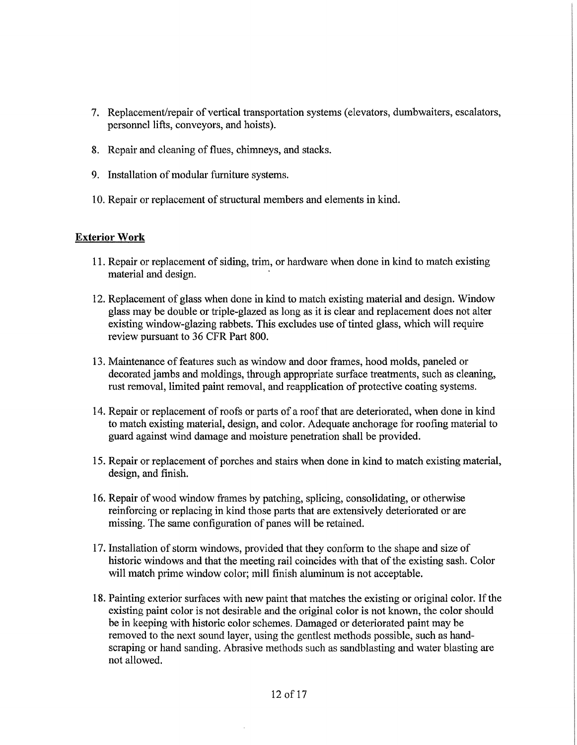7. Replacement/repair of vertical transportation systems (elevators, dumbwaiters, escalators, personnel lifts, conveyors, and hoists).

8. Repair and cleaning of flues, chimneys, and stacks.

9. Installation of modular furniture systems.

10. Repair or replacement of structural members and elements in kind.

**Exterior Work**

11. Repair or replacement of siding, trim, or hardware when done in kind to match existing material and design.

12. Replacement of glass when done in kind to match existing material and design. Window glass may be double or triple-glazed as long as it is clear and replacement does not alter existing window-glazing rabbets. This excludes use of tinted glass, which will require review pursuant to 36 CFR Part 800.

13. Maintenance of features such as window and door frames, hood molds, paneled or decorated jambs and moldings, through appropriate surface treatments, such as cleaning, rust removal, limited paint removal, and reapplication of protective coating systems.

14. Repair or replacement of roofs or parts of a roof that are deteriorated, when done in kind to match existing material, design, and color. Adequate anchorage for roofing material to guard against wind damage and moisture penetration shall be provided.

15. Repair or replacement of porches and stairs when done in kind to match existing material, design, and finish.

16. Repair of wood window frames by patching, splicing, consolidating, or otherwise reinforcing or replacing in kind those parts that are extensively deteriorated or are missing. The same configuration of panes will be retained.

17. Installation of storm windows, provided that they conform to the shape and size of historic windows and that the meeting rail coincides with that of the existing sash. Color will match prime window color; mill finish aluminum is not acceptable.

18. Painting exterior surfaces with new paint that matches the existing or original color. If the existing paint color is not desirable and the original color is not known, the color should be in keeping with historic color schemes. Damaged or deteriorated paint may be removed to the next sound layer, using the gentlest methods possible, such as hand-scraping or hand sanding. Abrasive methods such as sandblasting and water blasting are not allowed.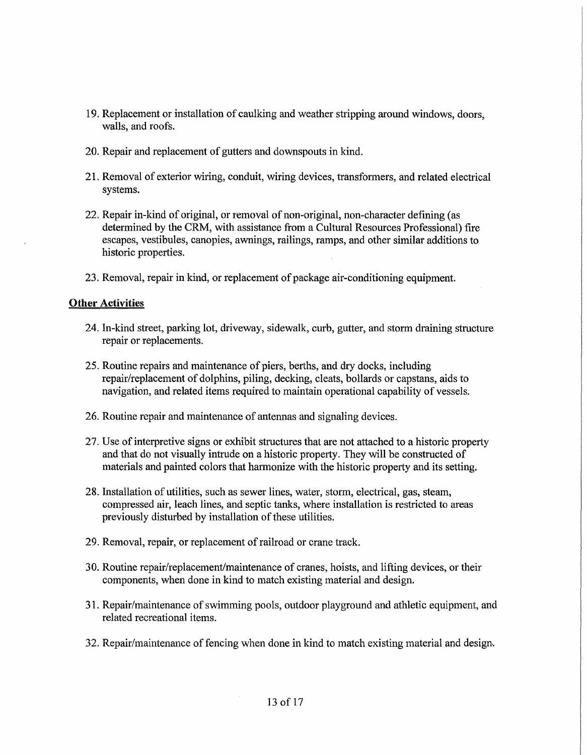19. Replacement or installation of caulking and weather stripping around windows, doors, walls, and roofs.

20. Repair and replacement of gutters and downspouts in kind.

21. Removal of exterior wiring, conduit, wiring devices, transformers, and related electrical systems.

22. Repair in-kind of original, or removal of non-original, non-character defining (as determined by the CRM, with assistance from a Cultural Resources Professional) fire escapes, vestibules, canopies, awnings, railings, ramps, and other similar additions to historic properties.

23. Removal, repair in kind, or replacement of package air-conditioning equipment.

**<u>Other Activities</u>**

24. In-kind street, parking lot, driveway, sidewalk, curb, gutter, and storm draining structure repair or replacements.

25. Routine repairs and maintenance of piers, berths, and dry docks, including repair/replacement of dolphins, piling, decking, cleats, bollards or capstans, aids to navigation, and related items required to maintain operational capability of vessels.

26. Routine repair and maintenance of antennas and signaling devices.

27. Use of interpretive signs or exhibit structures that are not attached to a historic property and that do not visually intrude on a historic property. They will be constructed of materials and painted colors that harmonize with the historic property and its setting.

28. Installation of utilities, such as sewer lines, water, storm, electrical, gas, steam, compressed air, leach lines, and septic tanks, where installation is restricted to areas previously disturbed by installation of these utilities.

29. Removal, repair, or replacement of railroad or crane track.

30. Routine repair/replacement/maintenance of cranes, hoists, and lifting devices, or their components, when done in kind to match existing material and design.

31. Repair/maintenance of swimming pools, outdoor playground and athletic equipment, and related recreational items.

32. Repair/maintenance of fencing when done in kind to match existing material and design.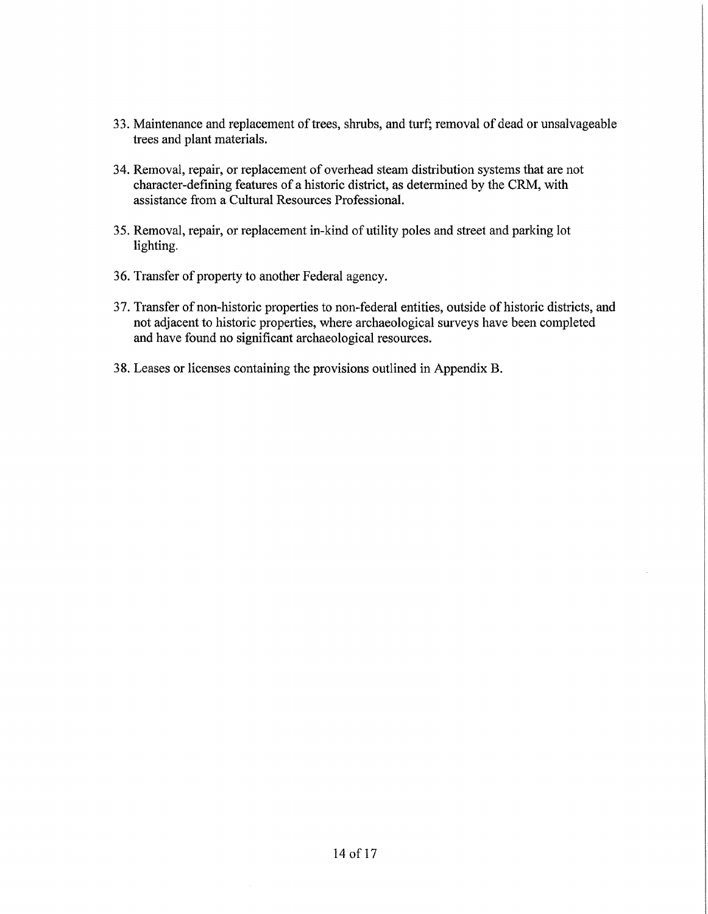33. Maintenance and replacement of trees, shrubs, and turf; removal of dead or unsalvageable trees and plant materials.

34. Removal, repair, or replacement of overhead steam distribution systems that are not character-defining features of a historic district, as determined by the CRM, with assistance from a Cultural Resources Professional.

35. Removal, repair, or replacement in-kind of utility poles and street and parking lot lighting.

36. Transfer of property to another Federal agency.

37. Transfer of non-historic properties to non-federal entities, outside of historic districts, and not adjacent to historic properties, where archaeological surveys have been completed and have found no significant archaeological resources.

38. Leases or licenses containing the provisions outlined in Appendix B.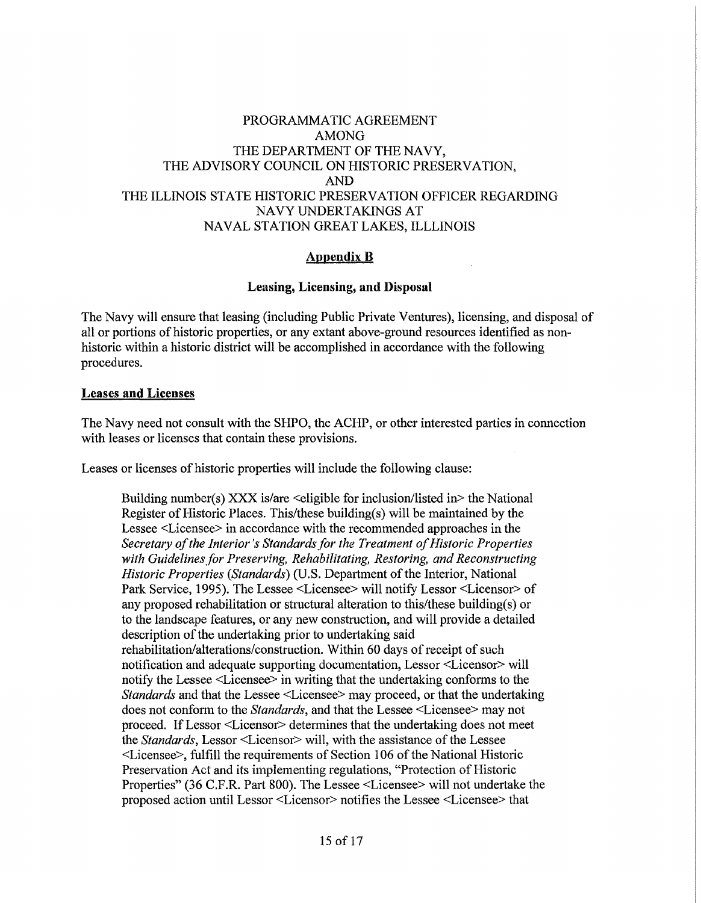PROGRAMMATIC AGREEMENT
AMONG
THE DEPARTMENT OF THE NAVY,
THE ADVISORY COUNCIL ON HISTORIC PRESERVATION,
AND
THE ILLINOIS STATE HISTORIC PRESERVATION OFFICER REGARDING
NAVY UNDERTAKINGS AT
NAVAL STATION GREAT LAKES, ILLLINOIS

# Appendix B

## Leasing, Licensing, and Disposal

The Navy will ensure that leasing (including Public Private Ventures), licensing, and disposal of all or portions of historic properties, or any extant above-ground resources identified as non-historic within a historic district will be accomplished in accordance with the following procedures.

### Leases and Licenses

The Navy need not consult with the SHPO, the ACHP, or other interested parties in connection with leases or licenses that contain these provisions.

Leases or licenses of historic properties will include the following clause:

> Building number(s) XXX is/are <eligible for inclusion/listed in> the National Register of Historic Places. This/these building(s) will be maintained by the Lessee <Licensee> in accordance with the recommended approaches in the *Secretary of the Interior's Standards for the Treatment of Historic Properties with Guidelines for Preserving, Rehabilitating, Restoring, and Reconstructing Historic Properties (Standards)* (U.S. Department of the Interior, National Park Service, 1995). The Lessee <Licensee> will notify Lessor <Licensor> of any proposed rehabilitation or structural alteration to this/these building(s) or to the landscape features, or any new construction, and will provide a detailed description of the undertaking prior to undertaking said rehabilitation/alterations/construction. Within 60 days of receipt of such notification and adequate supporting documentation, Lessor <Licensor> will notify the Lessee <Licensee> in writing that the undertaking conforms to the *Standards* and that the Lessee <Licensee> may proceed, or that the undertaking does not conform to the *Standards*, and that the Lessee <Licensee> may not proceed. If Lessor <Licensor> determines that the undertaking does not meet the *Standards*, Lessor <Licensor> will, with the assistance of the Lessee <Licensee>, fulfill the requirements of Section 106 of the National Historic Preservation Act and its implementing regulations, "Protection of Historic Properties" (36 C.F.R. Part 800). The Lessee <Licensee> will not undertake the proposed action until Lessor <Licensor> notifies the Lessee <Licensee> that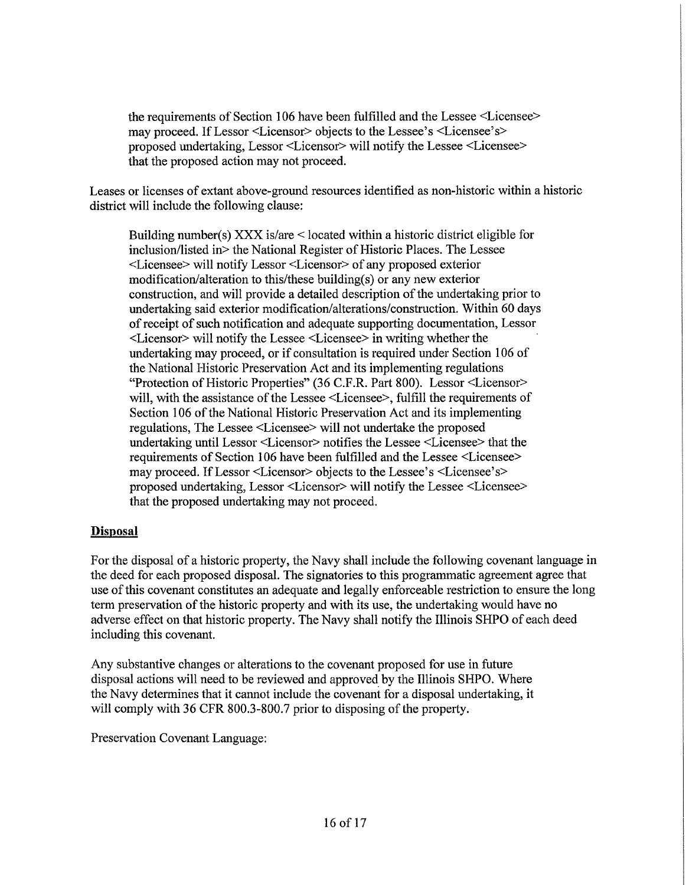> the requirements of Section 106 have been fulfilled and the Lessee <Licensee> may proceed. If Lessor <Licensor> objects to the Lessee's <Licensee's> proposed undertaking, Lessor <Licensor> will notify the Lessee <Licensee> that the proposed action may not proceed.

Leases or licenses of extant above-ground resources identified as non-historic within a historic district will include the following clause:

> Building number(s) XXX is/are < located within a historic district eligible for inclusion/listed in> the National Register of Historic Places. The Lessee <Licensee> will notify Lessor <Licensor> of any proposed exterior modification/alteration to this/these building(s) or any new exterior construction, and will provide a detailed description of the undertaking prior to undertaking said exterior modification/alterations/construction. Within 60 days of receipt of such notification and adequate supporting documentation, Lessor <Licensor> will notify the Lessee <Licensee> in writing whether the undertaking may proceed, or if consultation is required under Section 106 of the National Historic Preservation Act and its implementing regulations "Protection of Historic Properties" (36 C.F.R. Part 800). Lessor <Licensor> will, with the assistance of the Lessee <Licensee>, fulfill the requirements of Section 106 of the National Historic Preservation Act and its implementing regulations, The Lessee <Licensee> will not undertake the proposed undertaking until Lessor <Licensor> notifies the Lessee <Licensee> that the requirements of Section 106 have been fulfilled and the Lessee <Licensee> may proceed. If Lessor <Licensor> objects to the Lessee's <Licensee's> proposed undertaking, Lessor <Licensor> will notify the Lessee <Licensee> that the proposed undertaking may not proceed.

**Disposal**

For the disposal of a historic property, the Navy shall include the following covenant language in the deed for each proposed disposal. The signatories to this programmatic agreement agree that use of this covenant constitutes an adequate and legally enforceable restriction to ensure the long term preservation of the historic property and with its use, the undertaking would have no adverse effect on that historic property. The Navy shall notify the Illinois SHPO of each deed including this covenant.

Any substantive changes or alterations to the covenant proposed for use in future disposal actions will need to be reviewed and approved by the Illinois SHPO. Where the Navy determines that it cannot include the covenant for a disposal undertaking, it will comply with 36 CFR 800.3-800.7 prior to disposing of the property.

Preservation Covenant Language: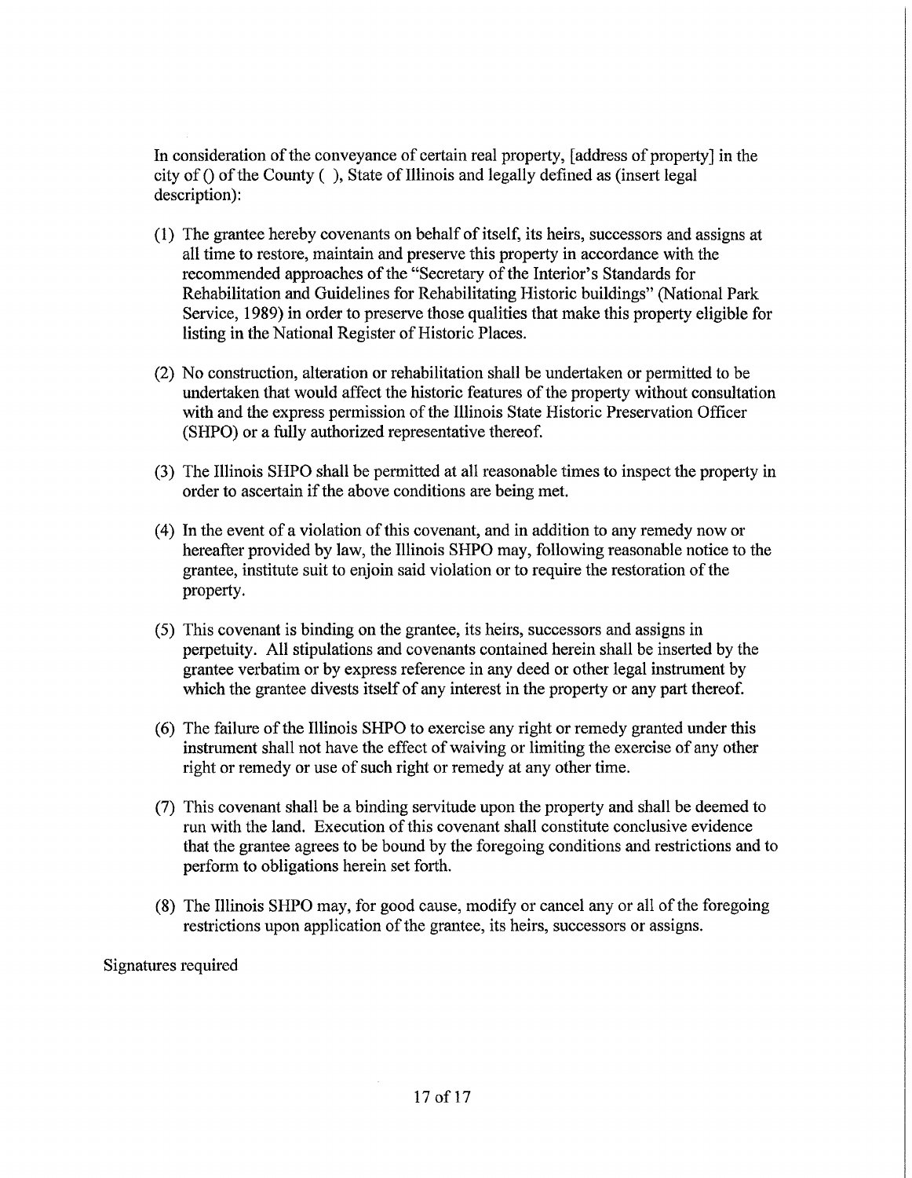In consideration of the conveyance of certain real property, [address of property] in the city of () of the County ( ), State of Illinois and legally defined as (insert legal description):

(1) The grantee hereby covenants on behalf of itself, its heirs, successors and assigns at all time to restore, maintain and preserve this property in accordance with the recommended approaches of the "Secretary of the Interior's Standards for Rehabilitation and Guidelines for Rehabilitating Historic buildings" (National Park Service, 1989) in order to preserve those qualities that make this property eligible for listing in the National Register of Historic Places.

(2) No construction, alteration or rehabilitation shall be undertaken or permitted to be undertaken that would affect the historic features of the property without consultation with and the express permission of the Illinois State Historic Preservation Officer (SHPO) or a fully authorized representative thereof.

(3) The Illinois SHPO shall be permitted at all reasonable times to inspect the property in order to ascertain if the above conditions are being met.

(4) In the event of a violation of this covenant, and in addition to any remedy now or hereafter provided by law, the Illinois SHPO may, following reasonable notice to the grantee, institute suit to enjoin said violation or to require the restoration of the property.

(5) This covenant is binding on the grantee, its heirs, successors and assigns in perpetuity. All stipulations and covenants contained herein shall be inserted by the grantee verbatim or by express reference in any deed or other legal instrument by which the grantee divests itself of any interest in the property or any part thereof.

(6) The failure of the Illinois SHPO to exercise any right or remedy granted under this instrument shall not have the effect of waiving or limiting the exercise of any other right or remedy or use of such right or remedy at any other time.

(7) This covenant shall be a binding servitude upon the property and shall be deemed to run with the land. Execution of this covenant shall constitute conclusive evidence that the grantee agrees to be bound by the foregoing conditions and restrictions and to perform to obligations herein set forth.

(8) The Illinois SHPO may, for good cause, modify or cancel any or all of the foregoing restrictions upon application of the grantee, its heirs, successors or assigns.

Signatures required